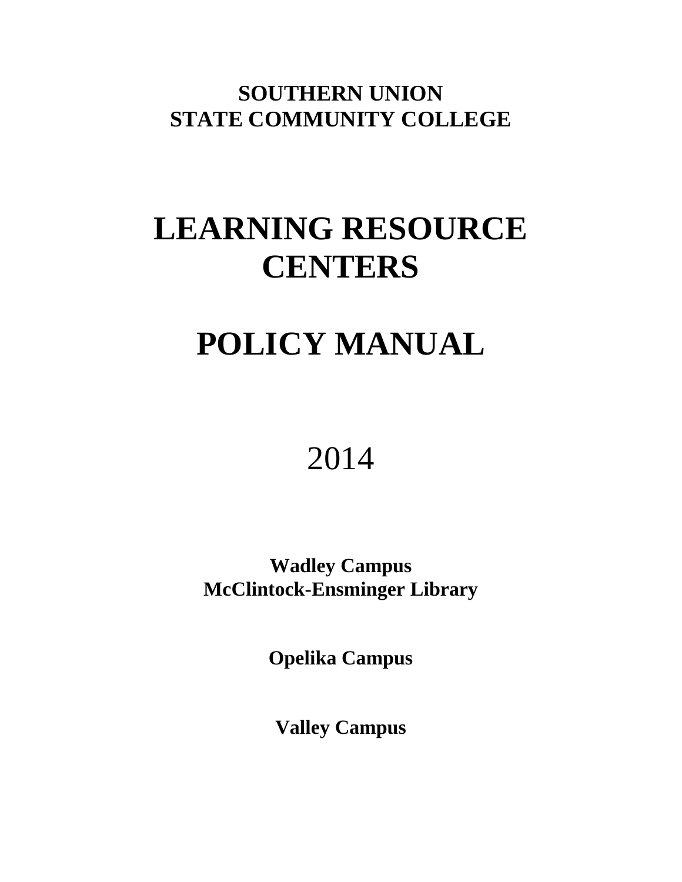**SOUTHERN UNION**
**STATE COMMUNITY COLLEGE**

# LEARNING RESOURCE CENTERS

# POLICY MANUAL

2014

**Wadley Campus**
**McClintock-Ensminger Library**

**Opelika Campus**

**Valley Campus**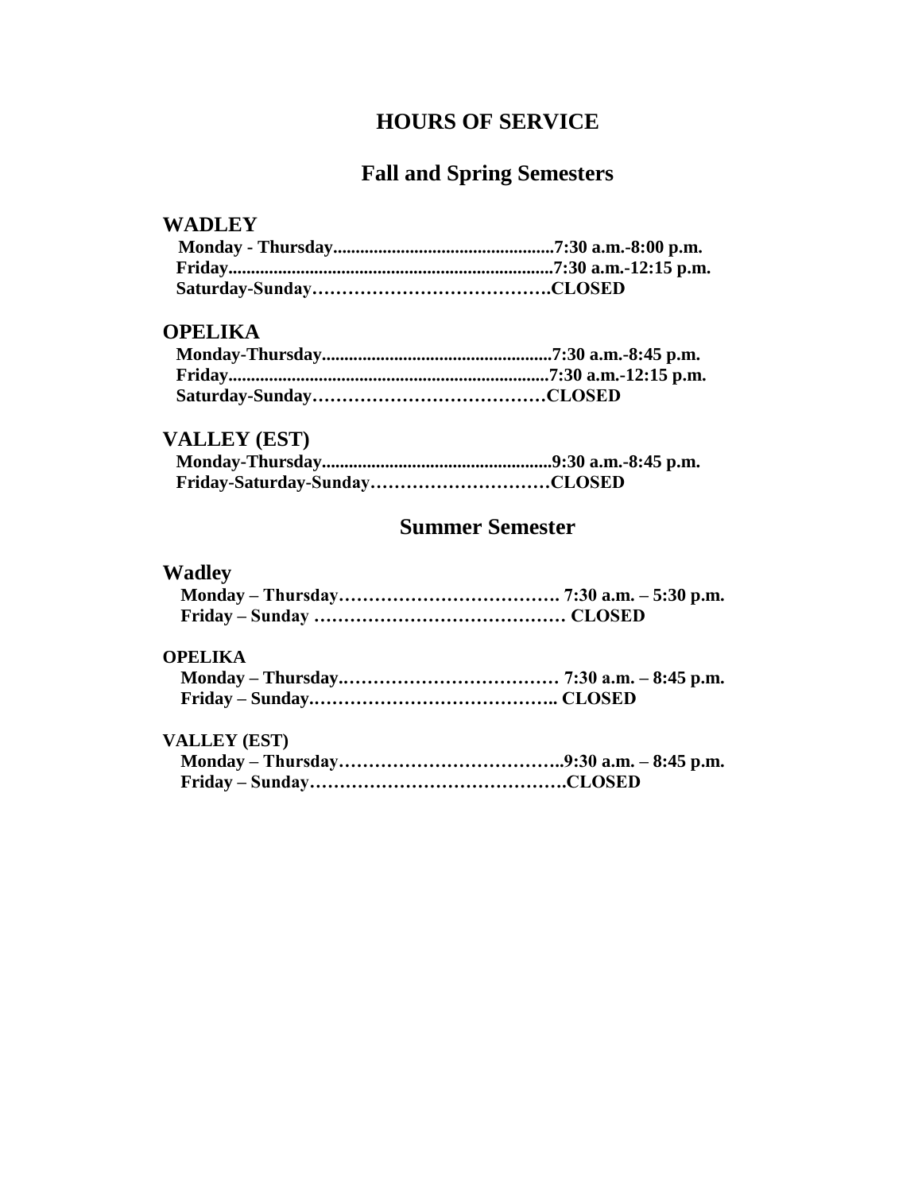# HOURS OF SERVICE

## Fall and Spring Semesters

### WADLEY

**Monday - Thursday.................................................7:30 a.m.-8:00 p.m.**
**Friday........................................................................7:30 a.m.-12:15 p.m.**
**Saturday-Sunday…………………………………CLOSED**

### OPELIKA

**Monday-Thursday...................................................7:30 a.m.-8:45 p.m.**
**Friday.......................................................................7:30 a.m.-12:15 p.m.**
**Saturday-Sunday…………………………………CLOSED**

### VALLEY (EST)

**Monday-Thursday...................................................9:30 a.m.-8:45 p.m.**
**Friday-Saturday-Sunday…………………………CLOSED**

## Summer Semester

### Wadley

**Monday – Thursday………………………………. 7:30 a.m. – 5:30 p.m.**
**Friday – Sunday …………………………………… CLOSED**

### OPELIKA

**Monday – Thursday.……………………………… 7:30 a.m. – 8:45 p.m.**
**Friday – Sunday.………………………………….. CLOSED**

### VALLEY (EST)

**Monday – Thursday………………………………..9:30 a.m. – 8:45 p.m.**
**Friday – Sunday…………………………………….CLOSED**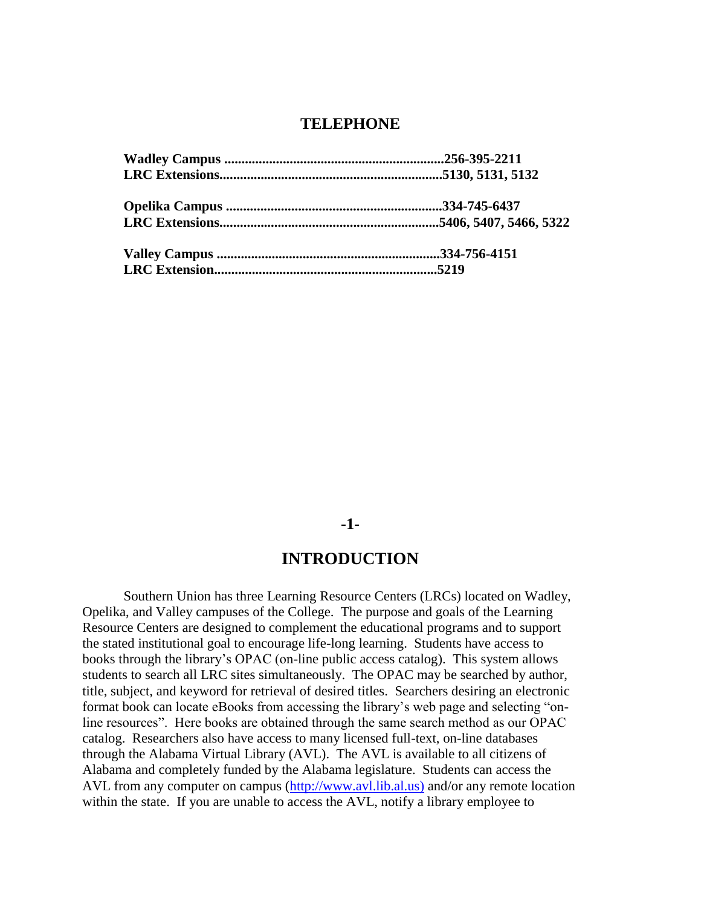## TELEPHONE

**Wadley Campus ...............................................................256-395-2211**
**LRC Extensions................................................................5130, 5131, 5132**

**Opelika Campus ..............................................................334-745-6437**
**LRC Extensions...............................................................5406, 5407, 5466, 5322**

**Valley Campus ................................................................334-756-4151**
**LRC Extension................................................................5219**

## INTRODUCTION

Southern Union has three Learning Resource Centers (LRCs) located on Wadley, Opelika, and Valley campuses of the College. The purpose and goals of the Learning Resource Centers are designed to complement the educational programs and to support the stated institutional goal to encourage life-long learning. Students have access to books through the library's OPAC (on-line public access catalog). This system allows students to search all LRC sites simultaneously. The OPAC may be searched by author, title, subject, and keyword for retrieval of desired titles. Searchers desiring an electronic format book can locate eBooks from accessing the library's web page and selecting "on-line resources". Here books are obtained through the same search method as our OPAC catalog. Researchers also have access to many licensed full-text, on-line databases through the Alabama Virtual Library (AVL). The AVL is available to all citizens of Alabama and completely funded by the Alabama legislature. Students can access the AVL from any computer on campus (http://www.avl.lib.al.us) and/or any remote location within the state. If you are unable to access the AVL, notify a library employee to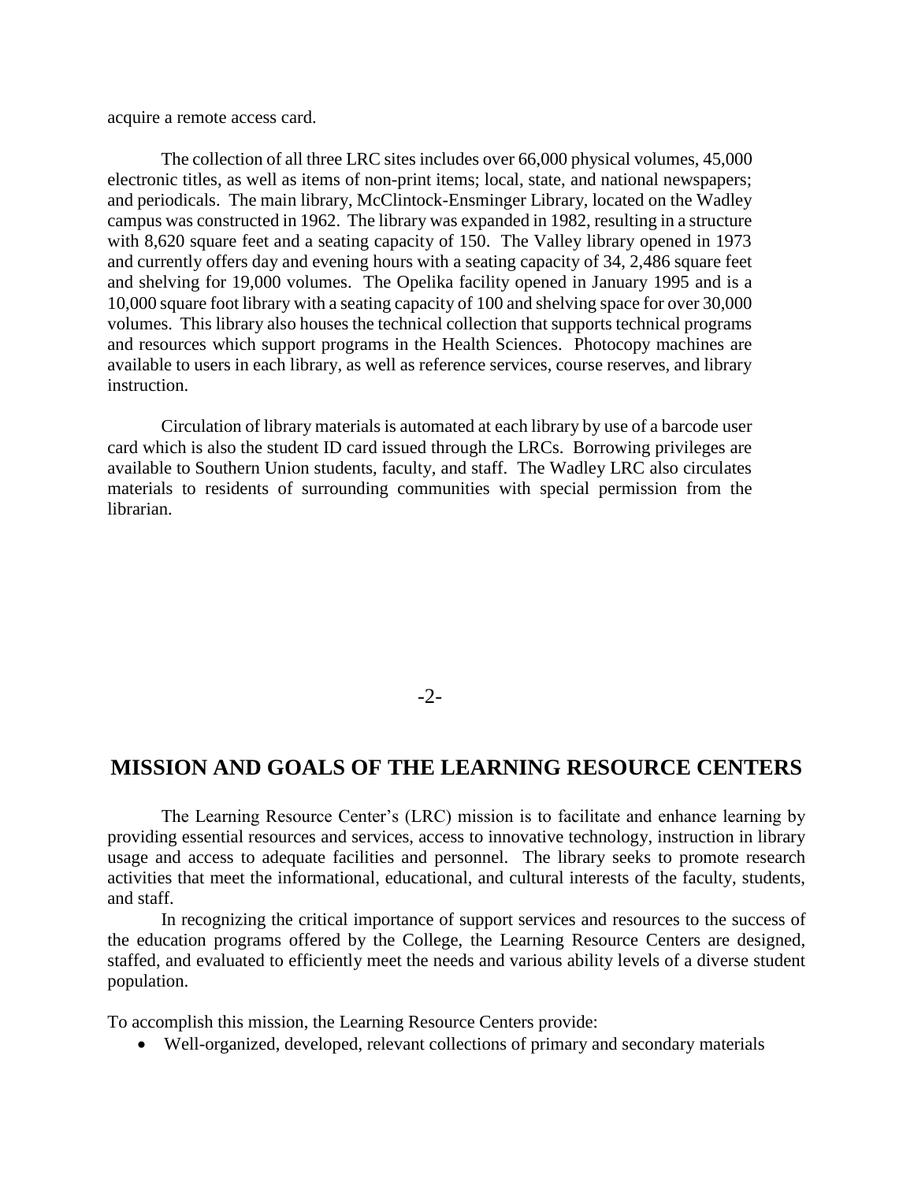acquire a remote access card.

The collection of all three LRC sites includes over 66,000 physical volumes, 45,000 electronic titles, as well as items of non-print items; local, state, and national newspapers; and periodicals. The main library, McClintock-Ensminger Library, located on the Wadley campus was constructed in 1962. The library was expanded in 1982, resulting in a structure with 8,620 square feet and a seating capacity of 150. The Valley library opened in 1973 and currently offers day and evening hours with a seating capacity of 34, 2,486 square feet and shelving for 19,000 volumes. The Opelika facility opened in January 1995 and is a 10,000 square foot library with a seating capacity of 100 and shelving space for over 30,000 volumes. This library also houses the technical collection that supports technical programs and resources which support programs in the Health Sciences. Photocopy machines are available to users in each library, as well as reference services, course reserves, and library instruction.

Circulation of library materials is automated at each library by use of a barcode user card which is also the student ID card issued through the LRCs. Borrowing privileges are available to Southern Union students, faculty, and staff. The Wadley LRC also circulates materials to residents of surrounding communities with special permission from the librarian.

## MISSION AND GOALS OF THE LEARNING RESOURCE CENTERS

The Learning Resource Center's (LRC) mission is to facilitate and enhance learning by providing essential resources and services, access to innovative technology, instruction in library usage and access to adequate facilities and personnel. The library seeks to promote research activities that meet the informational, educational, and cultural interests of the faculty, students, and staff.

In recognizing the critical importance of support services and resources to the success of the education programs offered by the College, the Learning Resource Centers are designed, staffed, and evaluated to efficiently meet the needs and various ability levels of a diverse student population.

To accomplish this mission, the Learning Resource Centers provide:

- Well-organized, developed, relevant collections of primary and secondary materials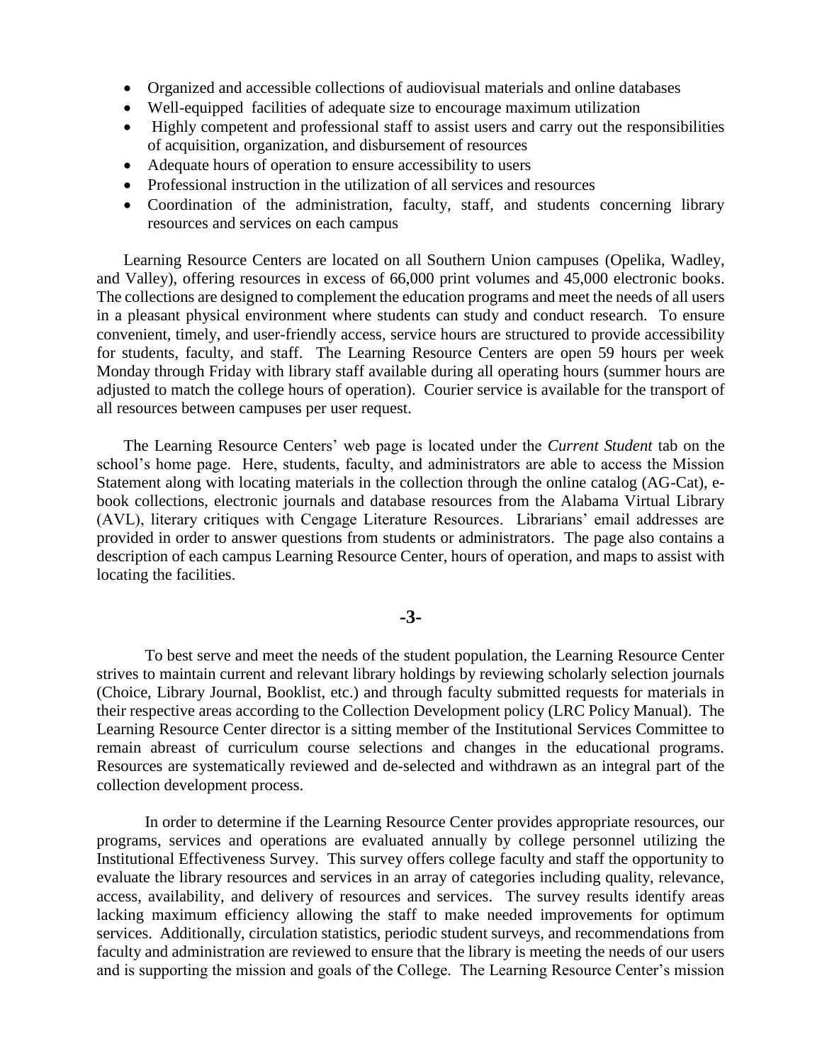- Organized and accessible collections of audiovisual materials and online databases
- Well-equipped facilities of adequate size to encourage maximum utilization
- Highly competent and professional staff to assist users and carry out the responsibilities of acquisition, organization, and disbursement of resources
- Adequate hours of operation to ensure accessibility to users
- Professional instruction in the utilization of all services and resources
- Coordination of the administration, faculty, staff, and students concerning library resources and services on each campus

Learning Resource Centers are located on all Southern Union campuses (Opelika, Wadley, and Valley), offering resources in excess of 66,000 print volumes and 45,000 electronic books. The collections are designed to complement the education programs and meet the needs of all users in a pleasant physical environment where students can study and conduct research. To ensure convenient, timely, and user-friendly access, service hours are structured to provide accessibility for students, faculty, and staff. The Learning Resource Centers are open 59 hours per week Monday through Friday with library staff available during all operating hours (summer hours are adjusted to match the college hours of operation). Courier service is available for the transport of all resources between campuses per user request.

The Learning Resource Centers' web page is located under the *Current Student* tab on the school's home page. Here, students, faculty, and administrators are able to access the Mission Statement along with locating materials in the collection through the online catalog (AG-Cat), e-book collections, electronic journals and database resources from the Alabama Virtual Library (AVL), literary critiques with Cengage Literature Resources. Librarians' email addresses are provided in order to answer questions from students or administrators. The page also contains a description of each campus Learning Resource Center, hours of operation, and maps to assist with locating the facilities.

**-3-**

To best serve and meet the needs of the student population, the Learning Resource Center strives to maintain current and relevant library holdings by reviewing scholarly selection journals (Choice, Library Journal, Booklist, etc.) and through faculty submitted requests for materials in their respective areas according to the Collection Development policy (LRC Policy Manual). The Learning Resource Center director is a sitting member of the Institutional Services Committee to remain abreast of curriculum course selections and changes in the educational programs. Resources are systematically reviewed and de-selected and withdrawn as an integral part of the collection development process.

In order to determine if the Learning Resource Center provides appropriate resources, our programs, services and operations are evaluated annually by college personnel utilizing the Institutional Effectiveness Survey. This survey offers college faculty and staff the opportunity to evaluate the library resources and services in an array of categories including quality, relevance, access, availability, and delivery of resources and services. The survey results identify areas lacking maximum efficiency allowing the staff to make needed improvements for optimum services. Additionally, circulation statistics, periodic student surveys, and recommendations from faculty and administration are reviewed to ensure that the library is meeting the needs of our users and is supporting the mission and goals of the College. The Learning Resource Center's mission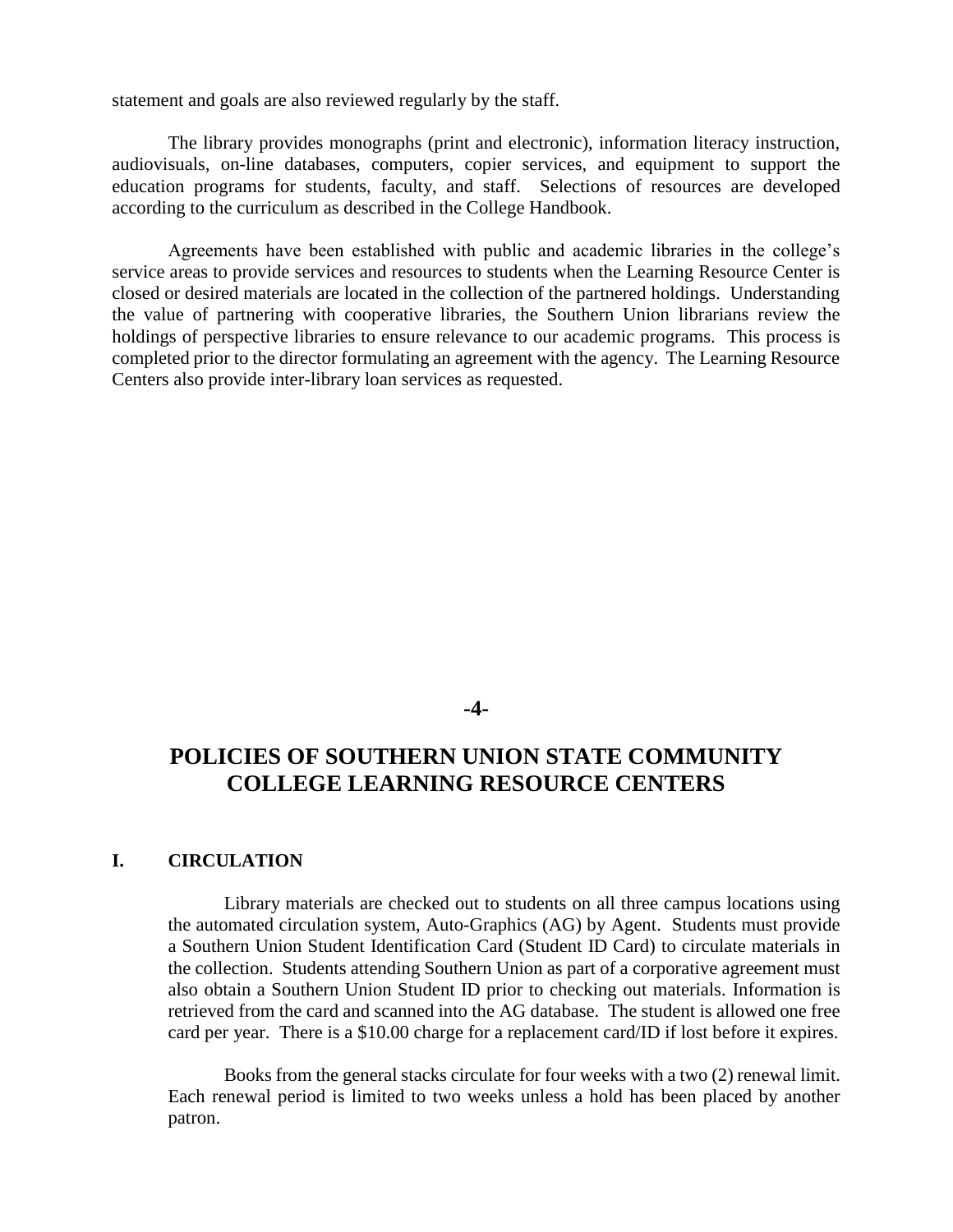statement and goals are also reviewed regularly by the staff.

The library provides monographs (print and electronic), information literacy instruction, audiovisuals, on-line databases, computers, copier services, and equipment to support the education programs for students, faculty, and staff. Selections of resources are developed according to the curriculum as described in the College Handbook.

Agreements have been established with public and academic libraries in the college's service areas to provide services and resources to students when the Learning Resource Center is closed or desired materials are located in the collection of the partnered holdings. Understanding the value of partnering with cooperative libraries, the Southern Union librarians review the holdings of perspective libraries to ensure relevance to our academic programs. This process is completed prior to the director formulating an agreement with the agency. The Learning Resource Centers also provide inter-library loan services as requested.

# POLICIES OF SOUTHERN UNION STATE COMMUNITY COLLEGE LEARNING RESOURCE CENTERS

## I. CIRCULATION

Library materials are checked out to students on all three campus locations using the automated circulation system, Auto-Graphics (AG) by Agent. Students must provide a Southern Union Student Identification Card (Student ID Card) to circulate materials in the collection. Students attending Southern Union as part of a corporative agreement must also obtain a Southern Union Student ID prior to checking out materials. Information is retrieved from the card and scanned into the AG database. The student is allowed one free card per year. There is a $10.00 charge for a replacement card/ID if lost before it expires.

Books from the general stacks circulate for four weeks with a two (2) renewal limit. Each renewal period is limited to two weeks unless a hold has been placed by another patron.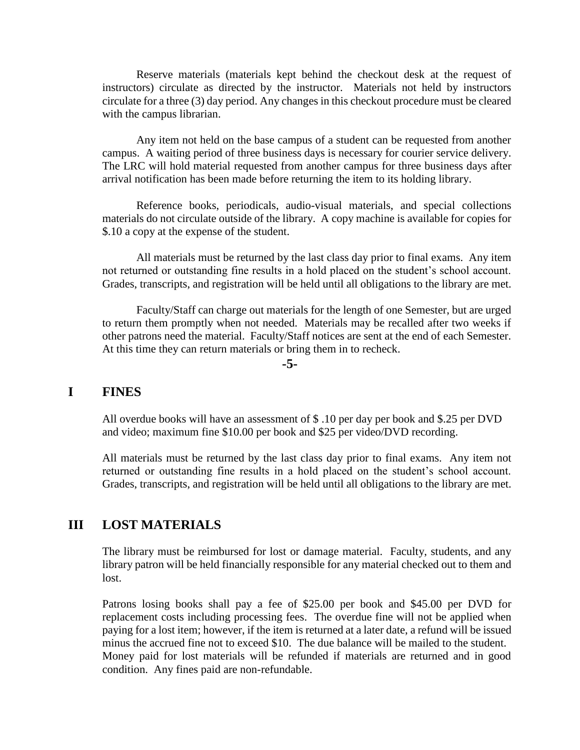Reserve materials (materials kept behind the checkout desk at the request of instructors) circulate as directed by the instructor. Materials not held by instructors circulate for a three (3) day period. Any changes in this checkout procedure must be cleared with the campus librarian.

Any item not held on the base campus of a student can be requested from another campus. A waiting period of three business days is necessary for courier service delivery. The LRC will hold material requested from another campus for three business days after arrival notification has been made before returning the item to its holding library.

Reference books, periodicals, audio-visual materials, and special collections materials do not circulate outside of the library. A copy machine is available for copies for $.10 a copy at the expense of the student.

All materials must be returned by the last class day prior to final exams. Any item not returned or outstanding fine results in a hold placed on the student's school account. Grades, transcripts, and registration will be held until all obligations to the library are met.

Faculty/Staff can charge out materials for the length of one Semester, but are urged to return them promptly when not needed. Materials may be recalled after two weeks if other patrons need the material. Faculty/Staff notices are sent at the end of each Semester. At this time they can return materials or bring them in to recheck.

## I FINES

All overdue books will have an assessment of $ .10 per day per book and $.25 per DVD and video; maximum fine $10.00 per book and $25 per video/DVD recording.

All materials must be returned by the last class day prior to final exams. Any item not returned or outstanding fine results in a hold placed on the student's school account. Grades, transcripts, and registration will be held until all obligations to the library are met.

## III LOST MATERIALS

The library must be reimbursed for lost or damage material. Faculty, students, and any library patron will be held financially responsible for any material checked out to them and lost.

Patrons losing books shall pay a fee of $25.00 per book and $45.00 per DVD for replacement costs including processing fees. The overdue fine will not be applied when paying for a lost item; however, if the item is returned at a later date, a refund will be issued minus the accrued fine not to exceed $10. The due balance will be mailed to the student. Money paid for lost materials will be refunded if materials are returned and in good condition. Any fines paid are non-refundable.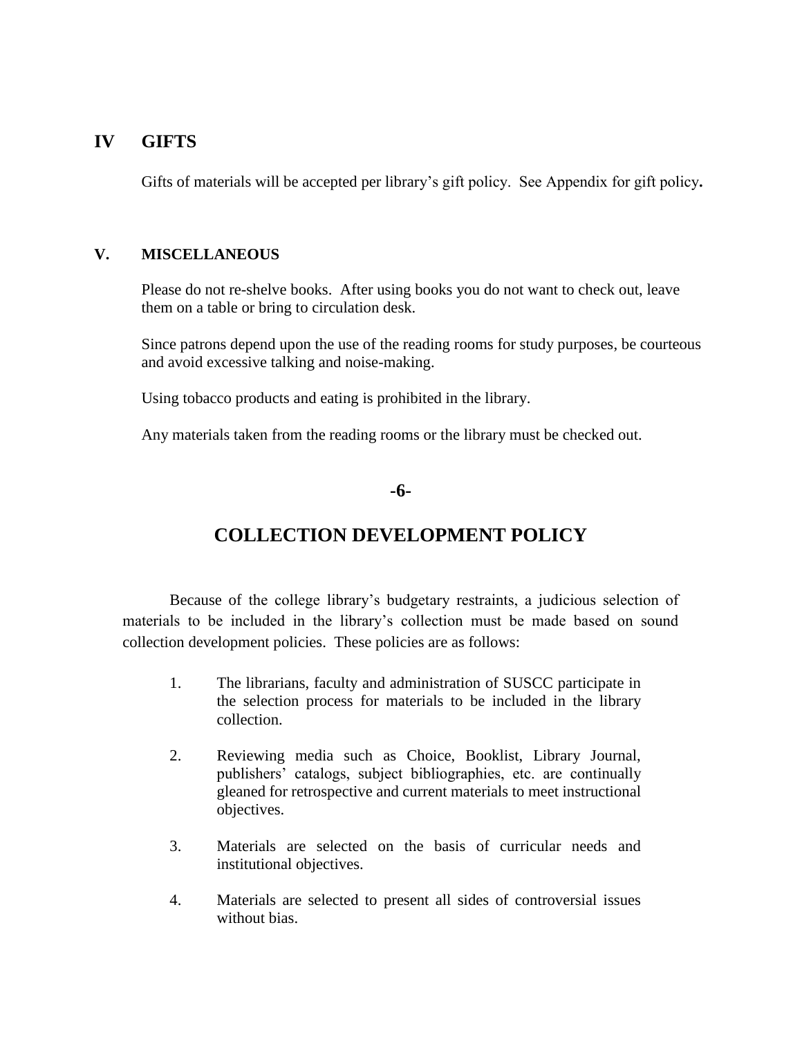## IV GIFTS

Gifts of materials will be accepted per library's gift policy. See Appendix for gift policy**.**

## V. MISCELLANEOUS

Please do not re-shelve books. After using books you do not want to check out, leave them on a table or bring to circulation desk.

Since patrons depend upon the use of the reading rooms for study purposes, be courteous and avoid excessive talking and noise-making.

Using tobacco products and eating is prohibited in the library.

Any materials taken from the reading rooms or the library must be checked out.

# COLLECTION DEVELOPMENT POLICY

Because of the college library's budgetary restraints, a judicious selection of materials to be included in the library's collection must be made based on sound collection development policies. These policies are as follows:

1. The librarians, faculty and administration of SUSCC participate in the selection process for materials to be included in the library collection.

2. Reviewing media such as Choice, Booklist, Library Journal, publishers' catalogs, subject bibliographies, etc. are continually gleaned for retrospective and current materials to meet instructional objectives.

3. Materials are selected on the basis of curricular needs and institutional objectives.

4. Materials are selected to present all sides of controversial issues without bias.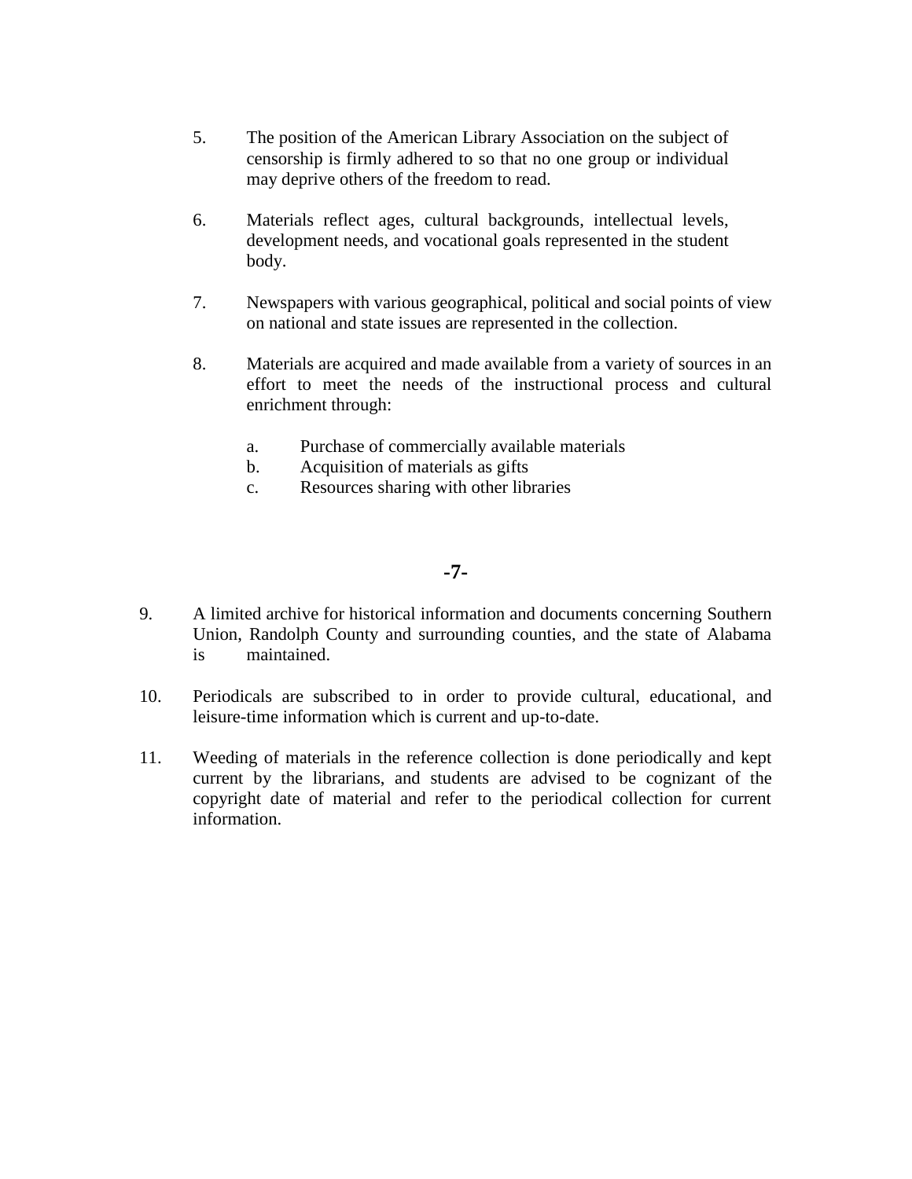5. The position of the American Library Association on the subject of censorship is firmly adhered to so that no one group or individual may deprive others of the freedom to read.

6. Materials reflect ages, cultural backgrounds, intellectual levels, development needs, and vocational goals represented in the student body.

7. Newspapers with various geographical, political and social points of view on national and state issues are represented in the collection.

8. Materials are acquired and made available from a variety of sources in an effort to meet the needs of the instructional process and cultural enrichment through:

   a. Purchase of commercially available materials
   b. Acquisition of materials as gifts
   c. Resources sharing with other libraries

9. A limited archive for historical information and documents concerning Southern Union, Randolph County and surrounding counties, and the state of Alabama is maintained.

10. Periodicals are subscribed to in order to provide cultural, educational, and leisure-time information which is current and up-to-date.

11. Weeding of materials in the reference collection is done periodically and kept current by the librarians, and students are advised to be cognizant of the copyright date of material and refer to the periodical collection for current information.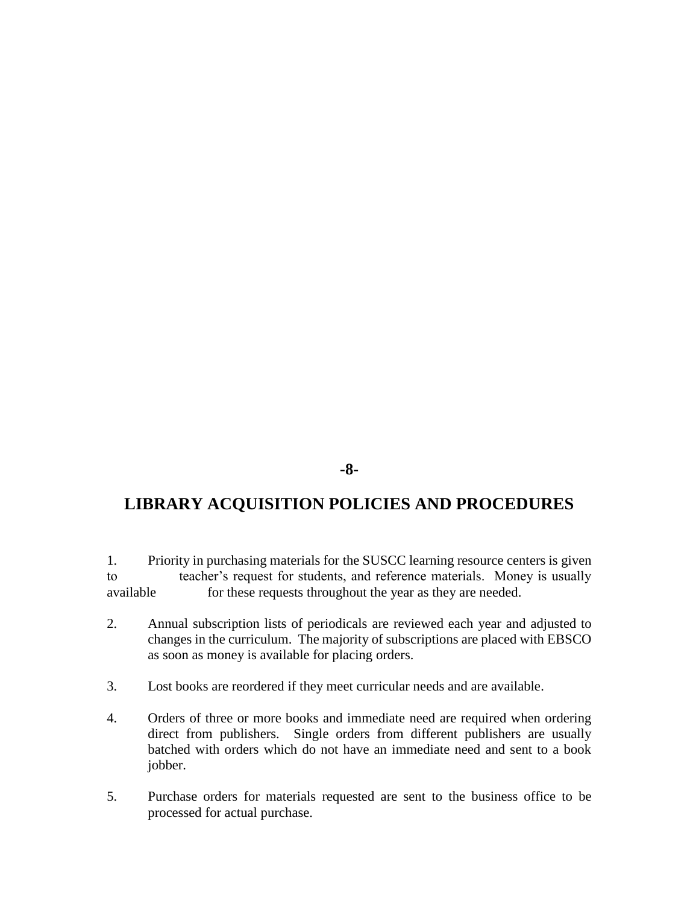# LIBRARY ACQUISITION POLICIES AND PROCEDURES

1. Priority in purchasing materials for the SUSCC learning resource centers is given to teacher's request for students, and reference materials. Money is usually available for these requests throughout the year as they are needed.

2. Annual subscription lists of periodicals are reviewed each year and adjusted to changes in the curriculum. The majority of subscriptions are placed with EBSCO as soon as money is available for placing orders.

3. Lost books are reordered if they meet curricular needs and are available.

4. Orders of three or more books and immediate need are required when ordering direct from publishers. Single orders from different publishers are usually batched with orders which do not have an immediate need and sent to a book jobber.

5. Purchase orders for materials requested are sent to the business office to be processed for actual purchase.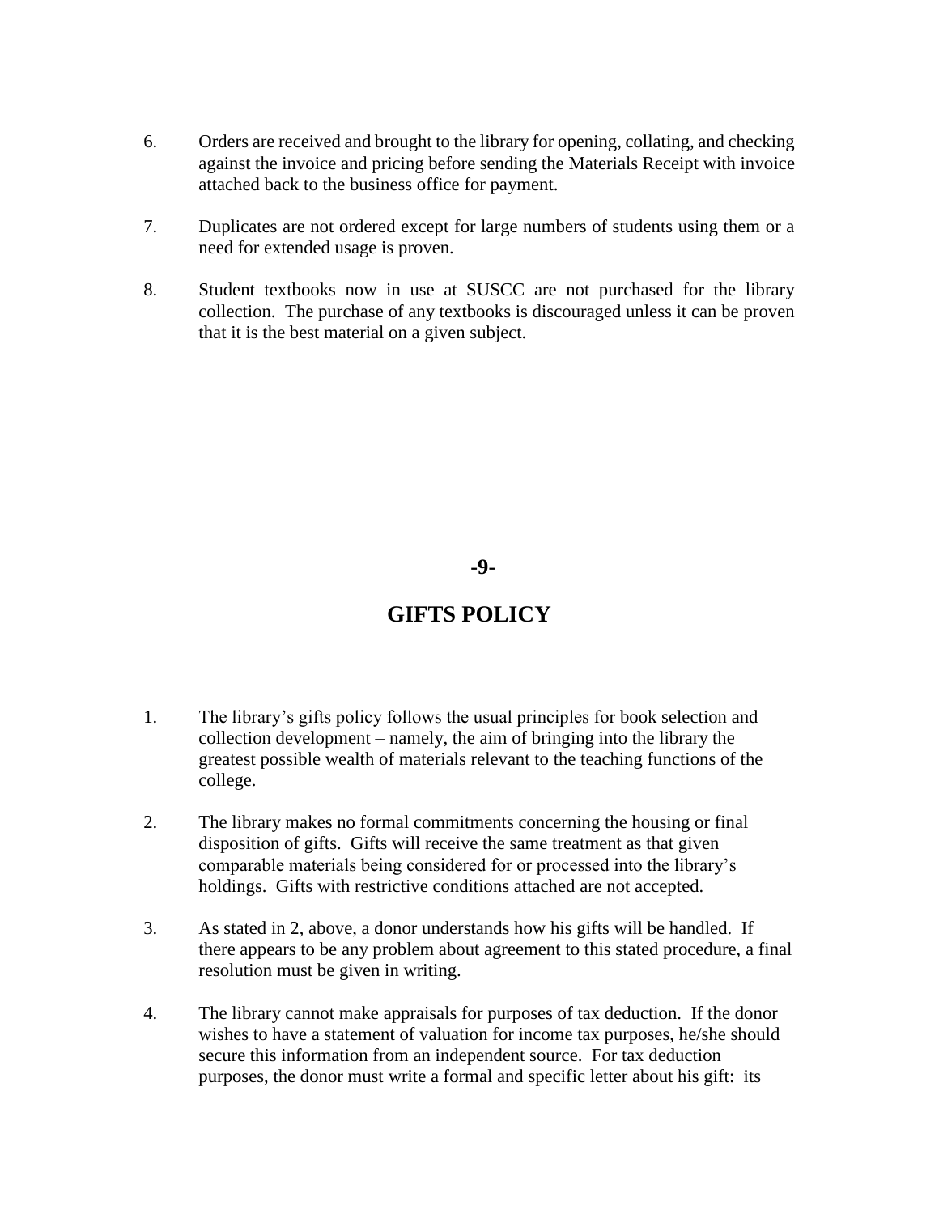6. Orders are received and brought to the library for opening, collating, and checking against the invoice and pricing before sending the Materials Receipt with invoice attached back to the business office for payment.

7. Duplicates are not ordered except for large numbers of students using them or a need for extended usage is proven.

8. Student textbooks now in use at SUSCC are not purchased for the library collection. The purchase of any textbooks is discouraged unless it can be proven that it is the best material on a given subject.

**-9-**

# GIFTS POLICY

1. The library's gifts policy follows the usual principles for book selection and collection development – namely, the aim of bringing into the library the greatest possible wealth of materials relevant to the teaching functions of the college.

2. The library makes no formal commitments concerning the housing or final disposition of gifts. Gifts will receive the same treatment as that given comparable materials being considered for or processed into the library's holdings. Gifts with restrictive conditions attached are not accepted.

3. As stated in 2, above, a donor understands how his gifts will be handled. If there appears to be any problem about agreement to this stated procedure, a final resolution must be given in writing.

4. The library cannot make appraisals for purposes of tax deduction. If the donor wishes to have a statement of valuation for income tax purposes, he/she should secure this information from an independent source. For tax deduction purposes, the donor must write a formal and specific letter about his gift: its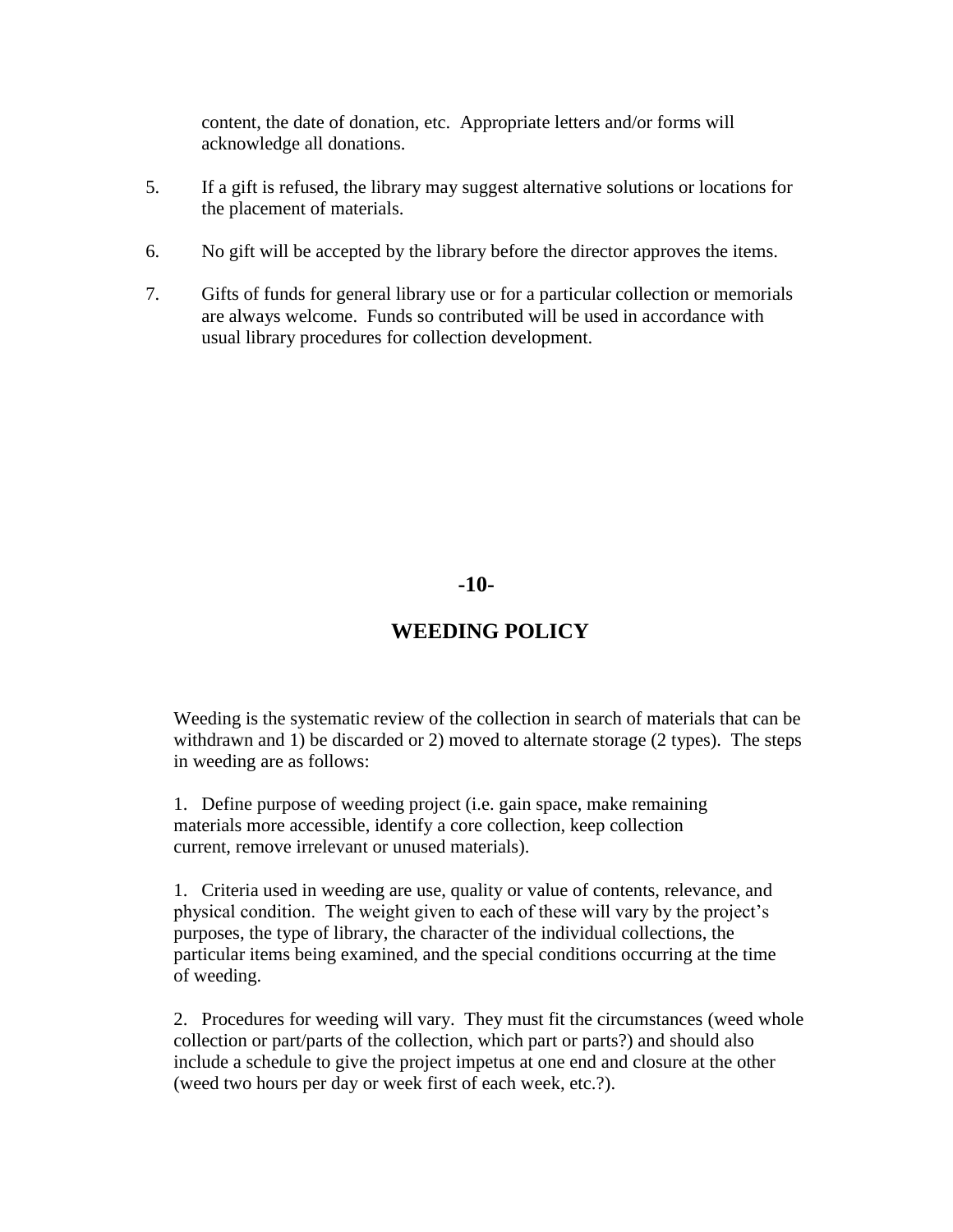content, the date of donation, etc. Appropriate letters and/or forms will acknowledge all donations.

5. If a gift is refused, the library may suggest alternative solutions or locations for the placement of materials.

6. No gift will be accepted by the library before the director approves the items.

7. Gifts of funds for general library use or for a particular collection or memorials are always welcome. Funds so contributed will be used in accordance with usual library procedures for collection development.

**-10-**

## WEEDING POLICY

Weeding is the systematic review of the collection in search of materials that can be withdrawn and 1) be discarded or 2) moved to alternate storage (2 types). The steps in weeding are as follows:

1. Define purpose of weeding project (i.e. gain space, make remaining materials more accessible, identify a core collection, keep collection current, remove irrelevant or unused materials).

1. Criteria used in weeding are use, quality or value of contents, relevance, and physical condition. The weight given to each of these will vary by the project's purposes, the type of library, the character of the individual collections, the particular items being examined, and the special conditions occurring at the time of weeding.

2. Procedures for weeding will vary. They must fit the circumstances (weed whole collection or part/parts of the collection, which part or parts?) and should also include a schedule to give the project impetus at one end and closure at the other (weed two hours per day or week first of each week, etc.?).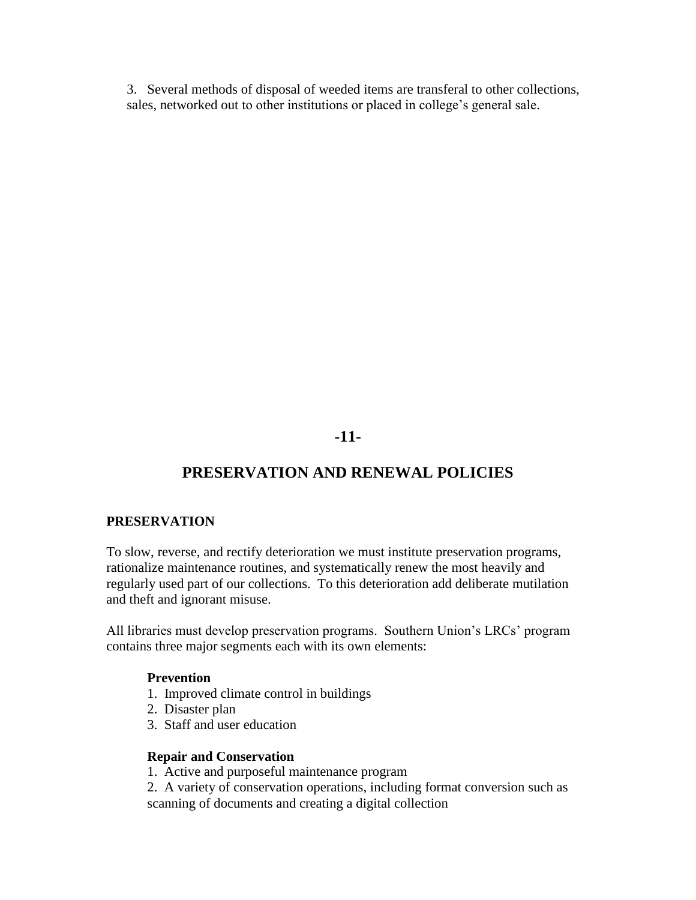3. Several methods of disposal of weeded items are transferal to other collections, sales, networked out to other institutions or placed in college's general sale.

**-11-**

# PRESERVATION AND RENEWAL POLICIES

## PRESERVATION

To slow, reverse, and rectify deterioration we must institute preservation programs, rationalize maintenance routines, and systematically renew the most heavily and regularly used part of our collections. To this deterioration add deliberate mutilation and theft and ignorant misuse.

All libraries must develop preservation programs. Southern Union's LRCs' program contains three major segments each with its own elements:

**Prevention**

1. Improved climate control in buildings
2. Disaster plan
3. Staff and user education

**Repair and Conservation**

1. Active and purposeful maintenance program
2. A variety of conservation operations, including format conversion such as scanning of documents and creating a digital collection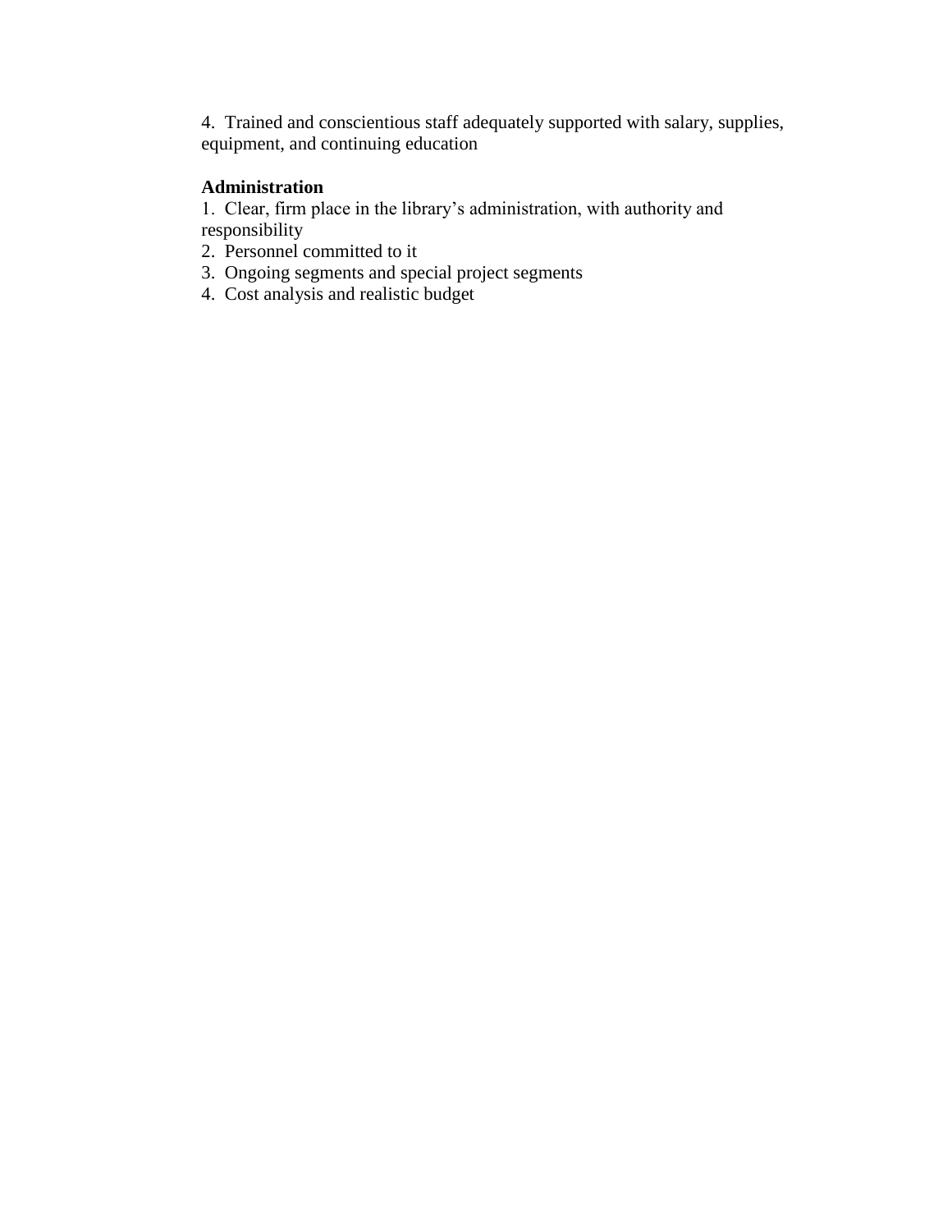4. Trained and conscientious staff adequately supported with salary, supplies, equipment, and continuing education

**Administration**

1. Clear, firm place in the library's administration, with authority and responsibility
2. Personnel committed to it
3. Ongoing segments and special project segments
4. Cost analysis and realistic budget